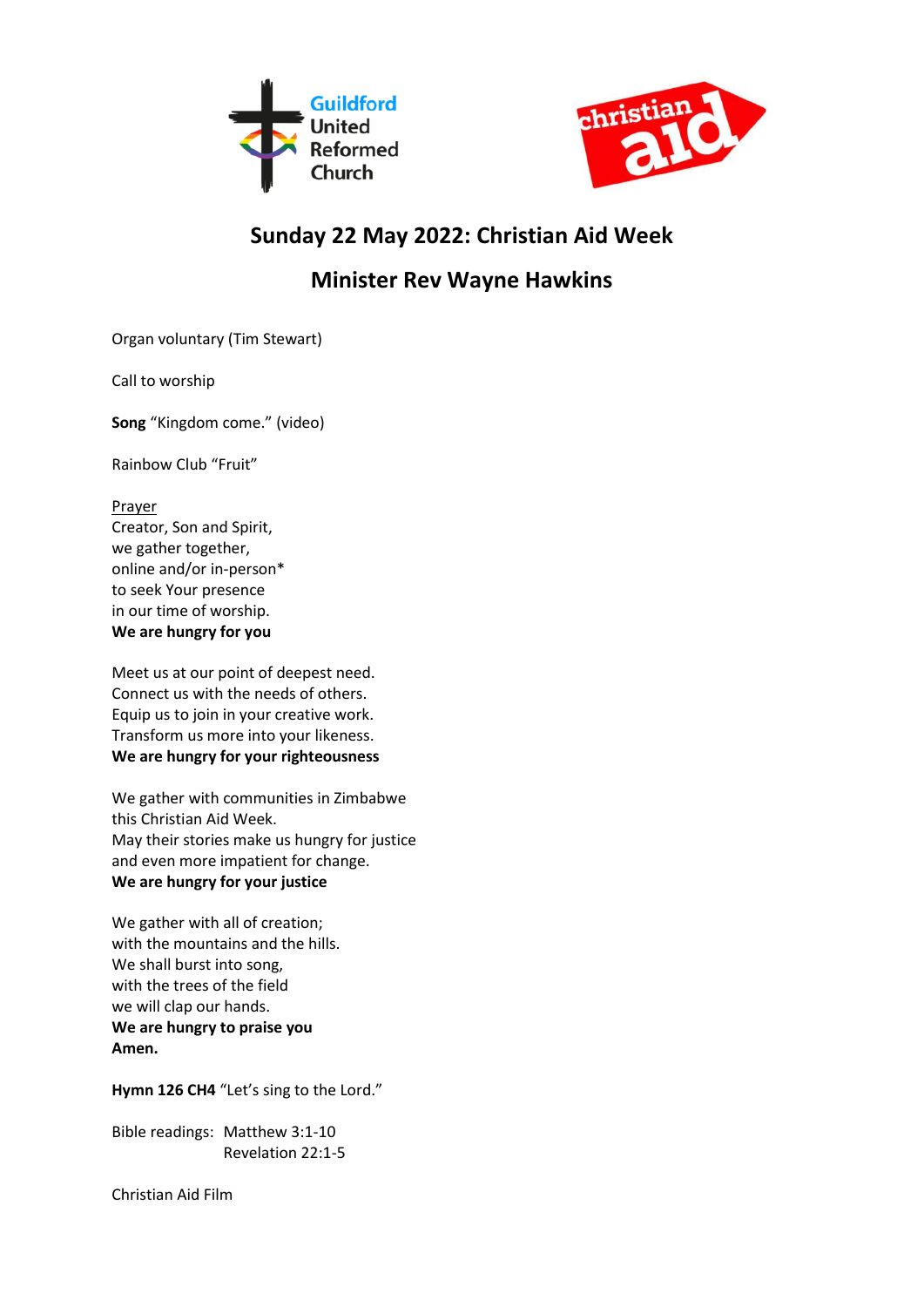Guildford United Reformed Church

christian aid

## Sunday 22 May 2022: Christian Aid Week

## Minister Rev Wayne Hawkins

Organ voluntary (Tim Stewart)

Call to worship

**Song** “Kingdom come.” (video)

Rainbow Club “Fruit”

Prayer
Creator, Son and Spirit,
we gather together,
online and/or in-person*
to seek Your presence
in our time of worship.
**We are hungry for you**

Meet us at our point of deepest need.
Connect us with the needs of others.
Equip us to join in your creative work.
Transform us more into your likeness.
**We are hungry for your righteousness**

We gather with communities in Zimbabwe
this Christian Aid Week.
May their stories make us hungry for justice
and even more impatient for change.
**We are hungry for your justice**

We gather with all of creation;
with the mountains and the hills.
We shall burst into song,
with the trees of the field
we will clap our hands.
**We are hungry to praise you**
**Amen.**

**Hymn 126 CH4** “Let’s sing to the Lord.”

Bible readings: Matthew 3:1-10
Revelation 22:1-5

Christian Aid Film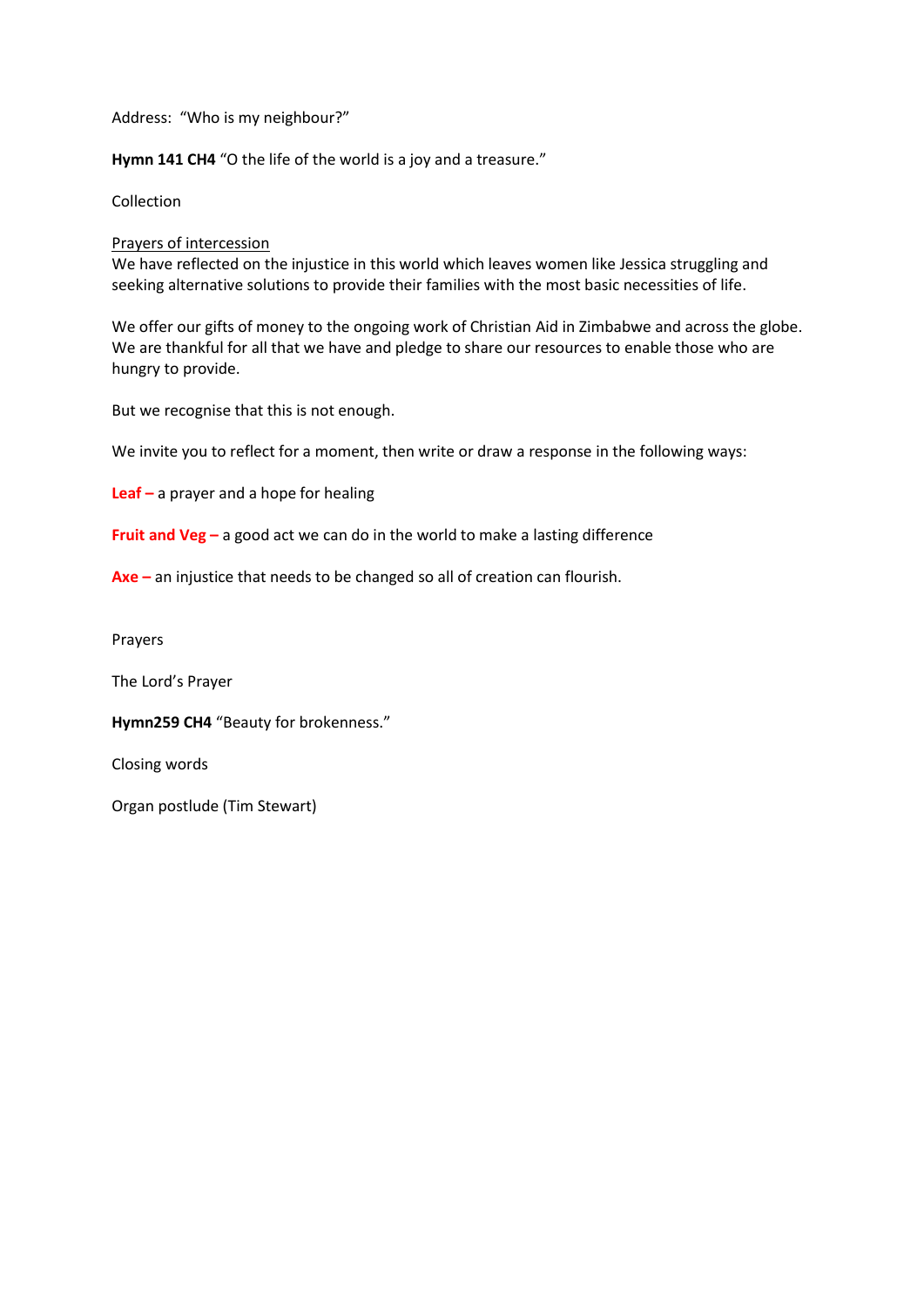Address: "Who is my neighbour?"

**Hymn 141 CH4** "O the life of the world is a joy and a treasure."

Collection

Prayers of intercession

We have reflected on the injustice in this world which leaves women like Jessica struggling and seeking alternative solutions to provide their families with the most basic necessities of life.

We offer our gifts of money to the ongoing work of Christian Aid in Zimbabwe and across the globe. We are thankful for all that we have and pledge to share our resources to enable those who are hungry to provide.

But we recognise that this is not enough.

We invite you to reflect for a moment, then write or draw a response in the following ways:

**Leaf –** a prayer and a hope for healing

**Fruit and Veg –** a good act we can do in the world to make a lasting difference

**Axe –** an injustice that needs to be changed so all of creation can flourish.

Prayers

The Lord's Prayer

**Hymn259 CH4** "Beauty for brokenness."

Closing words

Organ postlude (Tim Stewart)